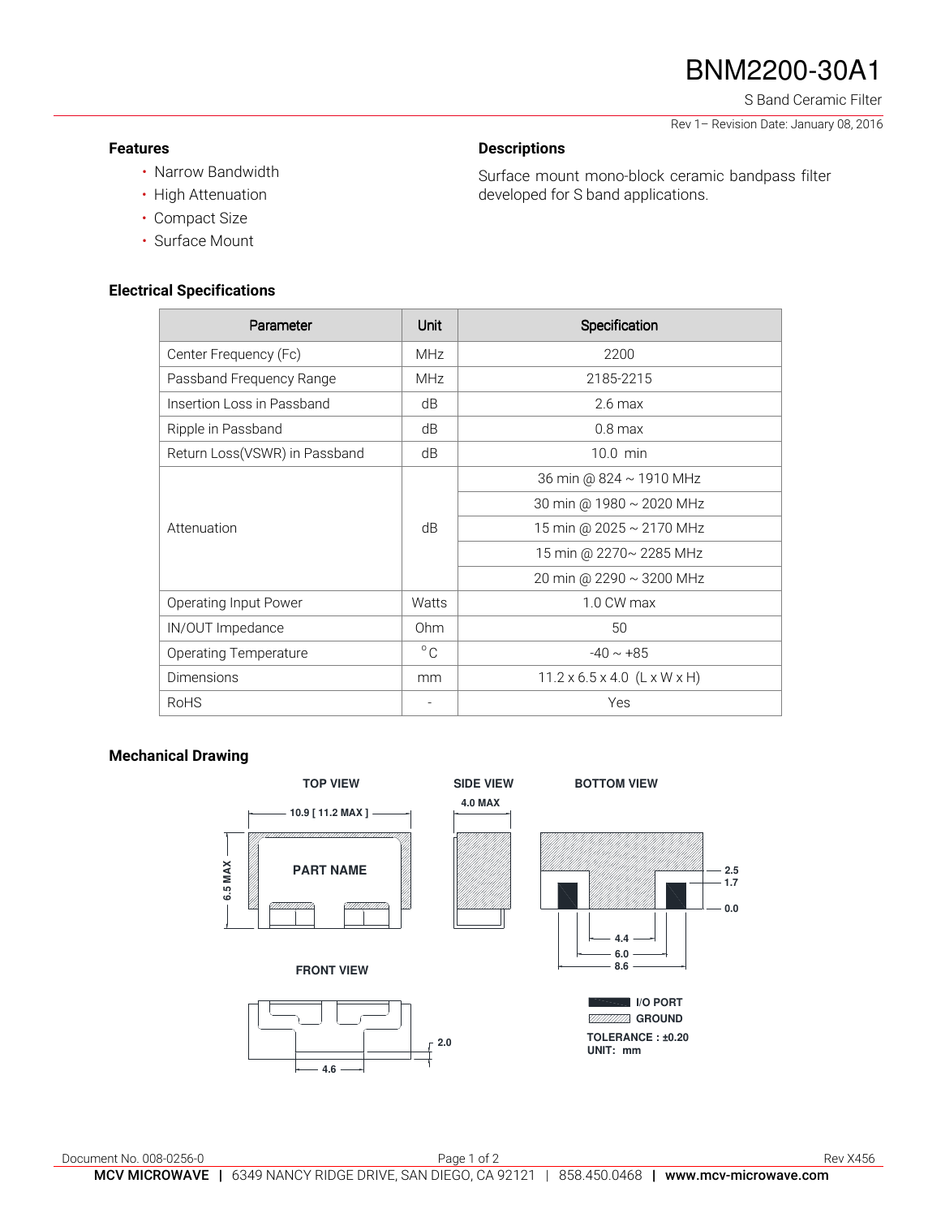# BNM2200-30A1

S Band Ceramic Filter

Rev 1– Revision Date: January 08, 2016

### Features

- Narrow Bandwidth
- High Attenuation
- Compact Size
- Surface Mount

### Descriptions

Surface mount mono-block ceramic bandpass filter developed for S band applications.

### Electrical Specifications

| Parameter | Unit | Specification |
|---|---|---|
| Center Frequency (Fc) | MHz | 2200 |
| Passband Frequency Range | MHz | 2185-2215 |
| Insertion Loss in Passband | dB | 2.6 max |
| Ripple in Passband | dB | 0.8 max |
| Return Loss(VSWR) in Passband | dB | 10.0 min |
| Attenuation | dB | 36 min @ 824 ~ 1910 MHz |
| | | 30 min @ 1980 ~ 2020 MHz |
| | | 15 min @ 2025 ~ 2170 MHz |
| | | 15 min @ 2270~ 2285 MHz |
| | | 20 min @ 2290 ~ 3200 MHz |
| Operating Input Power | Watts | 1.0 CW max |
| IN/OUT Impedance | Ohm | 50 |
| Operating Temperature | °C | -40 ~ +85 |
| Dimensions | mm | 11.2 x 6.5 x 4.0 (L x W x H) |
| RoHS | - | Yes |

### Mechanical Drawing

TOP VIEW: 10.9 [ 11.2 MAX ]; 6.5 MAX; PART NAME

SIDE VIEW: 4.0 MAX

BOTTOM VIEW: 2.5; 1.7; 0.0; 4.4; 6.0; 8.6

FRONT VIEW: 2.0; 4.6

I/O PORT

GROUND

TOLERANCE : ±0.20
UNIT: mm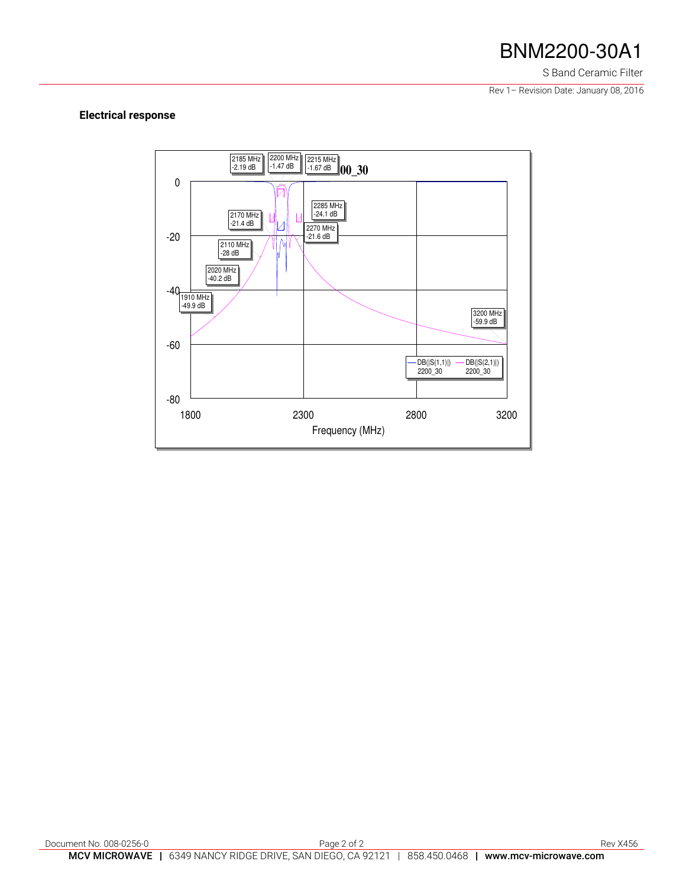BNM2200-30A1

S Band Ceramic Filter

Rev 1– Revision Date: January 08, 2016

**Electrical response**

2185 MHz
-2.19 dB

2200 MHz
-1.47 dB

2215 MHz
-1.67 dB

00_30

0

2285 MHz
-24.1 dB

2170 MHz
-21.4 dB

2270 MHz
-21.6 dB

-20

2110 MHz
-28 dB

2020 MHz
-40.2 dB

-40

1910 MHz
-49.9 dB

3200 MHz
-59.9 dB

-60

DB(|S(1,1)|)
2200_30

DB(|S(2,1)|)
2200_30

-80

1800

2300

2800

3200

Frequency (MHz)

Document No. 008-0256-0

Rev X456

**MCV MICROWAVE** | 6349 NANCY RIDGE DRIVE, SAN DIEGO, CA 92121 | 858.450.0468 | **www.mcv-microwave.com**